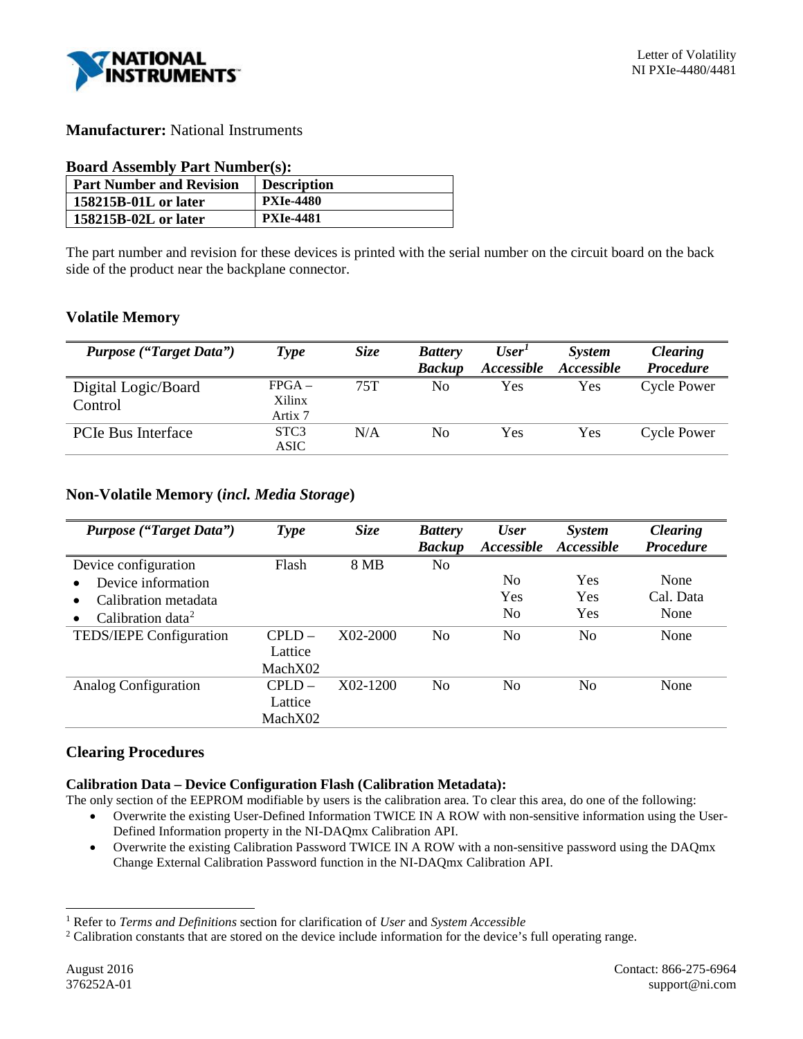Letter of Volatility
NI PXIe-4480/4481

**Manufacturer:** National Instruments

**Board Assembly Part Number(s):**

| Part Number and Revision | Description |
|---|---|
| **158215B-01L or later** | **PXIe-4480** |
| **158215B-02L or later** | **PXIe-4481** |

The part number and revision for these devices is printed with the serial number on the circuit board on the back side of the product near the backplane connector.

## Volatile Memory

| *Purpose ("Target Data")* | *Type* | *Size* | *Battery Backup* | *User[1] Accessible* | *System Accessible* | *Clearing Procedure* |
|---|---|---|---|---|---|---|
| Digital Logic/Board Control | FPGA – Xilinx Artix 7 | 75T | No | Yes | Yes | Cycle Power |
| PCIe Bus Interface | STC3 ASIC | N/A | No | Yes | Yes | Cycle Power |

## Non-Volatile Memory (*incl. Media Storage*)

| *Purpose ("Target Data")* | *Type* | *Size* | *Battery Backup* | *User Accessible* | *System Accessible* | *Clearing Procedure* |
|---|---|---|---|---|---|---|
| Device configuration | Flash | 8 MB | No | | | |
| • Device information | | | | No | Yes | None |
| • Calibration metadata | | | | Yes | Yes | Cal. Data |
| • Calibration data[2] | | | | No | Yes | None |
| TEDS/IEPE Configuration | CPLD – Lattice MachX02 | X02-2000 | No | No | No | None |
| Analog Configuration | CPLD – Lattice MachX02 | X02-1200 | No | No | No | None |

## Clearing Procedures

**Calibration Data – Device Configuration Flash (Calibration Metadata):**

The only section of the EEPROM modifiable by users is the calibration area. To clear this area, do one of the following:

- Overwrite the existing User-Defined Information TWICE IN A ROW with non-sensitive information using the User-Defined Information property in the NI-DAQmx Calibration API.
- Overwrite the existing Calibration Password TWICE IN A ROW with a non-sensitive password using the DAQmx Change External Calibration Password function in the NI-DAQmx Calibration API.

[1] Refer to *Terms and Definitions* section for clarification of *User* and *System Accessible*

[2] Calibration constants that are stored on the device include information for the device's full operating range.

August 2016
376252A-01

Contact: 866-275-6964
support@ni.com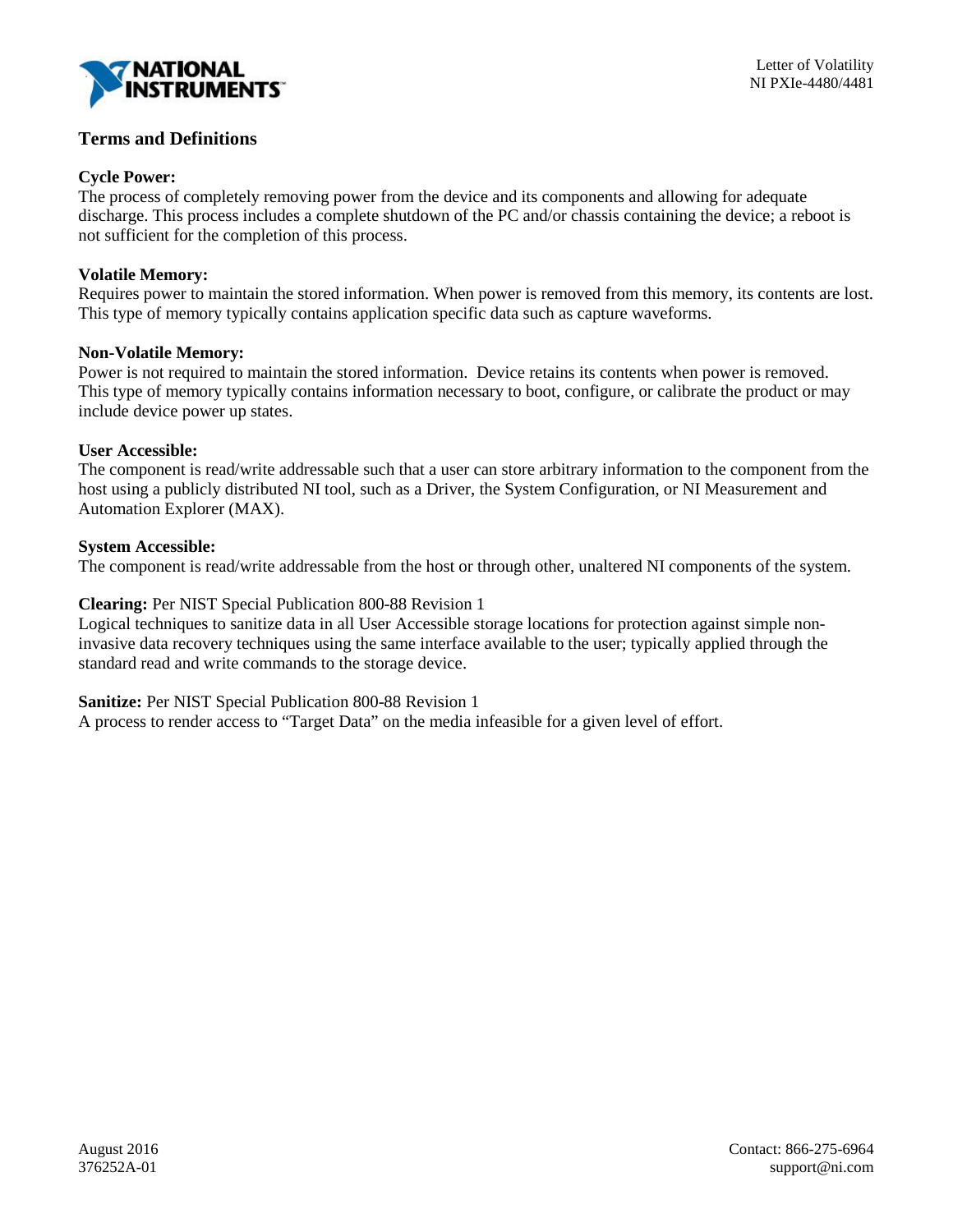## Terms and Definitions

**Cycle Power:**
The process of completely removing power from the device and its components and allowing for adequate discharge. This process includes a complete shutdown of the PC and/or chassis containing the device; a reboot is not sufficient for the completion of this process.

**Volatile Memory:**
Requires power to maintain the stored information. When power is removed from this memory, its contents are lost. This type of memory typically contains application specific data such as capture waveforms.

**Non-Volatile Memory:**
Power is not required to maintain the stored information. Device retains its contents when power is removed. This type of memory typically contains information necessary to boot, configure, or calibrate the product or may include device power up states.

**User Accessible:**
The component is read/write addressable such that a user can store arbitrary information to the component from the host using a publicly distributed NI tool, such as a Driver, the System Configuration, or NI Measurement and Automation Explorer (MAX).

**System Accessible:**
The component is read/write addressable from the host or through other, unaltered NI components of the system.

**Clearing:** Per NIST Special Publication 800-88 Revision 1
Logical techniques to sanitize data in all User Accessible storage locations for protection against simple non-invasive data recovery techniques using the same interface available to the user; typically applied through the standard read and write commands to the storage device.

**Sanitize:** Per NIST Special Publication 800-88 Revision 1
A process to render access to "Target Data" on the media infeasible for a given level of effort.